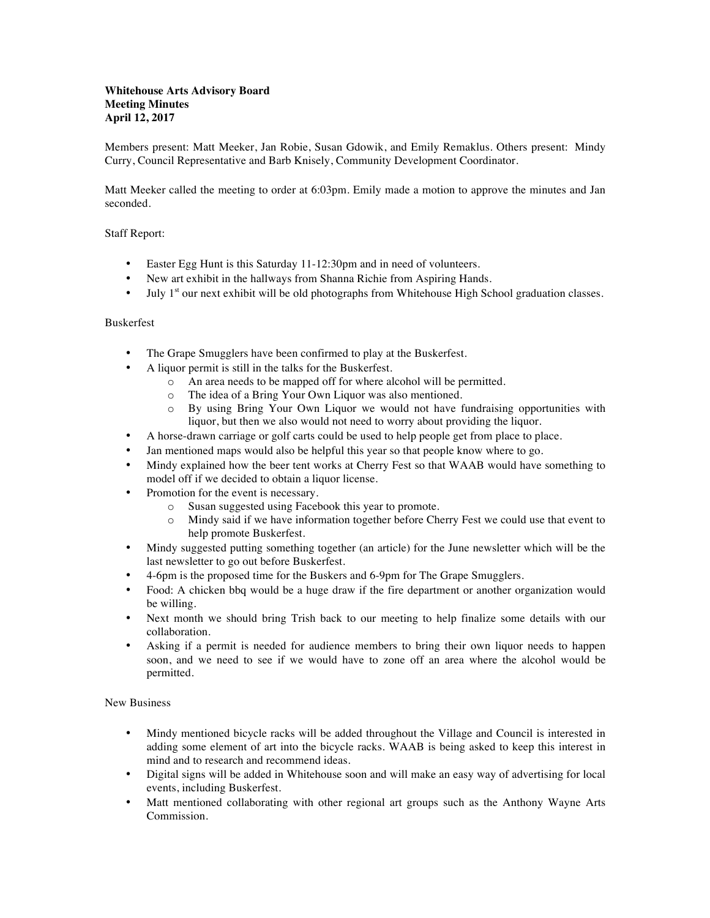**Whitehouse Arts Advisory Board**
**Meeting Minutes**
**April 12, 2017**

Members present: Matt Meeker, Jan Robie, Susan Gdowik, and Emily Remaklus. Others present: Mindy Curry, Council Representative and Barb Knisely, Community Development Coordinator.

Matt Meeker called the meeting to order at 6:03pm. Emily made a motion to approve the minutes and Jan seconded.

Staff Report:

- Easter Egg Hunt is this Saturday 11-12:30pm and in need of volunteers.
- New art exhibit in the hallways from Shanna Richie from Aspiring Hands.
- July 1st our next exhibit will be old photographs from Whitehouse High School graduation classes.

Buskerfest

- The Grape Smugglers have been confirmed to play at the Buskerfest.
- A liquor permit is still in the talks for the Buskerfest.
  - An area needs to be mapped off for where alcohol will be permitted.
  - The idea of a Bring Your Own Liquor was also mentioned.
  - By using Bring Your Own Liquor we would not have fundraising opportunities with liquor, but then we also would not need to worry about providing the liquor.
- A horse-drawn carriage or golf carts could be used to help people get from place to place.
- Jan mentioned maps would also be helpful this year so that people know where to go.
- Mindy explained how the beer tent works at Cherry Fest so that WAAB would have something to model off if we decided to obtain a liquor license.
- Promotion for the event is necessary.
  - Susan suggested using Facebook this year to promote.
  - Mindy said if we have information together before Cherry Fest we could use that event to help promote Buskerfest.
- Mindy suggested putting something together (an article) for the June newsletter which will be the last newsletter to go out before Buskerfest.
- 4-6pm is the proposed time for the Buskers and 6-9pm for The Grape Smugglers.
- Food: A chicken bbq would be a huge draw if the fire department or another organization would be willing.
- Next month we should bring Trish back to our meeting to help finalize some details with our collaboration.
- Asking if a permit is needed for audience members to bring their own liquor needs to happen soon, and we need to see if we would have to zone off an area where the alcohol would be permitted.

New Business

- Mindy mentioned bicycle racks will be added throughout the Village and Council is interested in adding some element of art into the bicycle racks. WAAB is being asked to keep this interest in mind and to research and recommend ideas.
- Digital signs will be added in Whitehouse soon and will make an easy way of advertising for local events, including Buskerfest.
- Matt mentioned collaborating with other regional art groups such as the Anthony Wayne Arts Commission.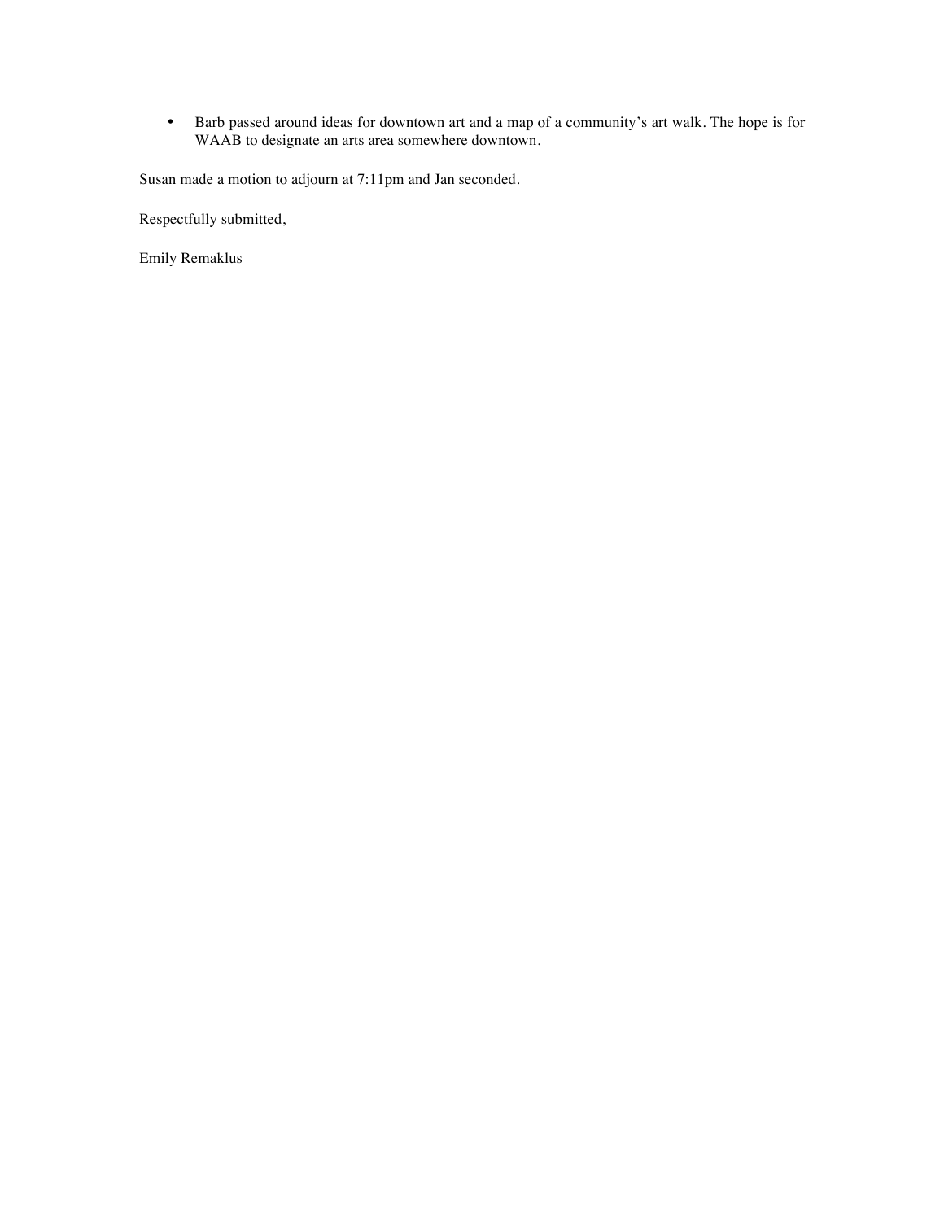- Barb passed around ideas for downtown art and a map of a community's art walk. The hope is for WAAB to designate an arts area somewhere downtown.

Susan made a motion to adjourn at 7:11pm and Jan seconded.

Respectfully submitted,

Emily Remaklus